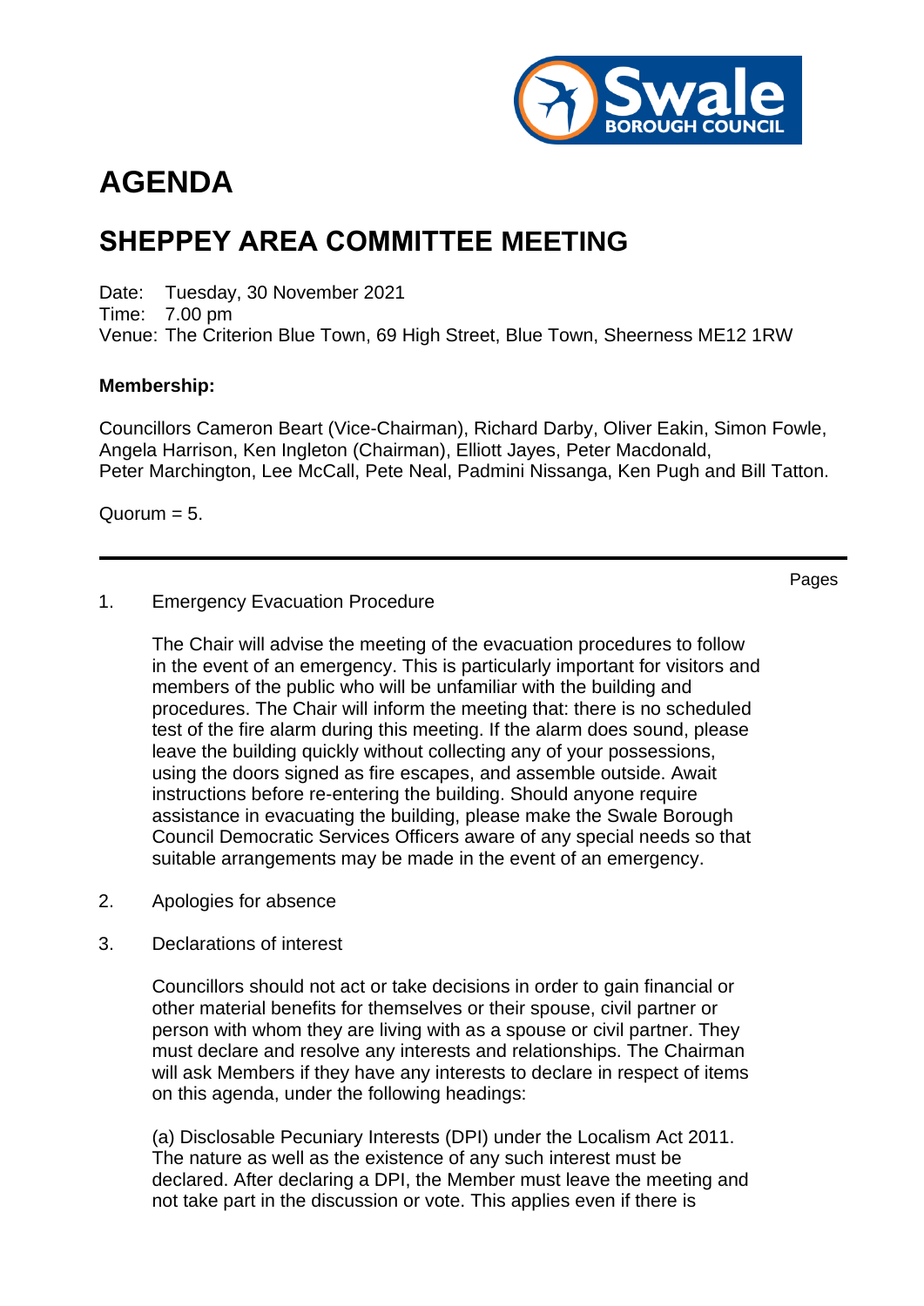# AGENDA

## SHEPPEY AREA COMMITTEE MEETING

Date: Tuesday, 30 November 2021
Time: 7.00 pm
Venue: The Criterion Blue Town, 69 High Street, Blue Town, Sheerness ME12 1RW

**Membership:**

Councillors Cameron Beart (Vice-Chairman), Richard Darby, Oliver Eakin, Simon Fowle, Angela Harrison, Ken Ingleton (Chairman), Elliott Jayes, Peter Macdonald, Peter Marchington, Lee McCall, Pete Neal, Padmini Nissanga, Ken Pugh and Bill Tatton.

Quorum = 5.

---

Pages

1. Emergency Evacuation Procedure

   The Chair will advise the meeting of the evacuation procedures to follow in the event of an emergency. This is particularly important for visitors and members of the public who will be unfamiliar with the building and procedures. The Chair will inform the meeting that: there is no scheduled test of the fire alarm during this meeting. If the alarm does sound, please leave the building quickly without collecting any of your possessions, using the doors signed as fire escapes, and assemble outside. Await instructions before re-entering the building. Should anyone require assistance in evacuating the building, please make the Swale Borough Council Democratic Services Officers aware of any special needs so that suitable arrangements may be made in the event of an emergency.

2. Apologies for absence

3. Declarations of interest

   Councillors should not act or take decisions in order to gain financial or other material benefits for themselves or their spouse, civil partner or person with whom they are living with as a spouse or civil partner. They must declare and resolve any interests and relationships. The Chairman will ask Members if they have any interests to declare in respect of items on this agenda, under the following headings:

   (a) Disclosable Pecuniary Interests (DPI) under the Localism Act 2011. The nature as well as the existence of any such interest must be declared. After declaring a DPI, the Member must leave the meeting and not take part in the discussion or vote. This applies even if there is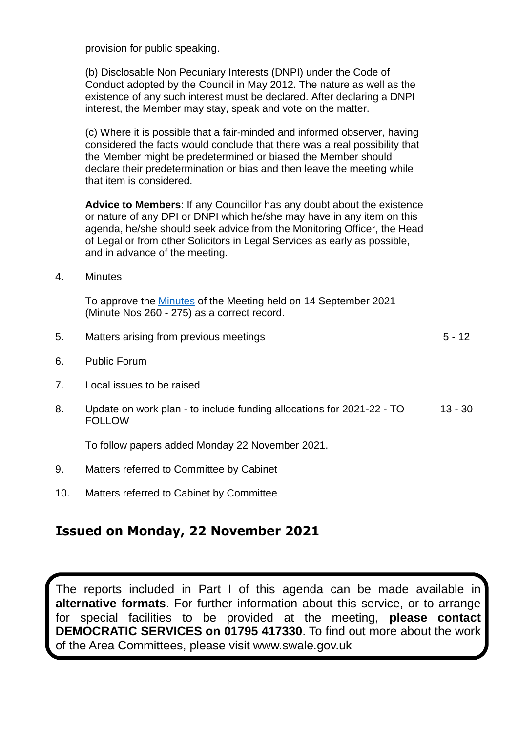provision for public speaking.

(b) Disclosable Non Pecuniary Interests (DNPI) under the Code of Conduct adopted by the Council in May 2012. The nature as well as the existence of any such interest must be declared. After declaring a DNPI interest, the Member may stay, speak and vote on the matter.

(c) Where it is possible that a fair-minded and informed observer, having considered the facts would conclude that there was a real possibility that the Member might be predetermined or biased the Member should declare their predetermination or bias and then leave the meeting while that item is considered.

**Advice to Members**: If any Councillor has any doubt about the existence or nature of any DPI or DNPI which he/she may have in any item on this agenda, he/she should seek advice from the Monitoring Officer, the Head of Legal or from other Solicitors in Legal Services as early as possible, and in advance of the meeting.

4. Minutes

   To approve the Minutes of the Meeting held on 14 September 2021 (Minute Nos 260 - 275) as a correct record.

5. Matters arising from previous meetings — 5 - 12

6. Public Forum

7. Local issues to be raised

8. Update on work plan - to include funding allocations for 2021-22 - TO FOLLOW — 13 - 30

   To follow papers added Monday 22 November 2021.

9. Matters referred to Committee by Cabinet

10. Matters referred to Cabinet by Committee

## Issued on Monday, 22 November 2021

The reports included in Part I of this agenda can be made available in **alternative formats**. For further information about this service, or to arrange for special facilities to be provided at the meeting, **please contact DEMOCRATIC SERVICES on 01795 417330**. To find out more about the work of the Area Committees, please visit www.swale.gov.uk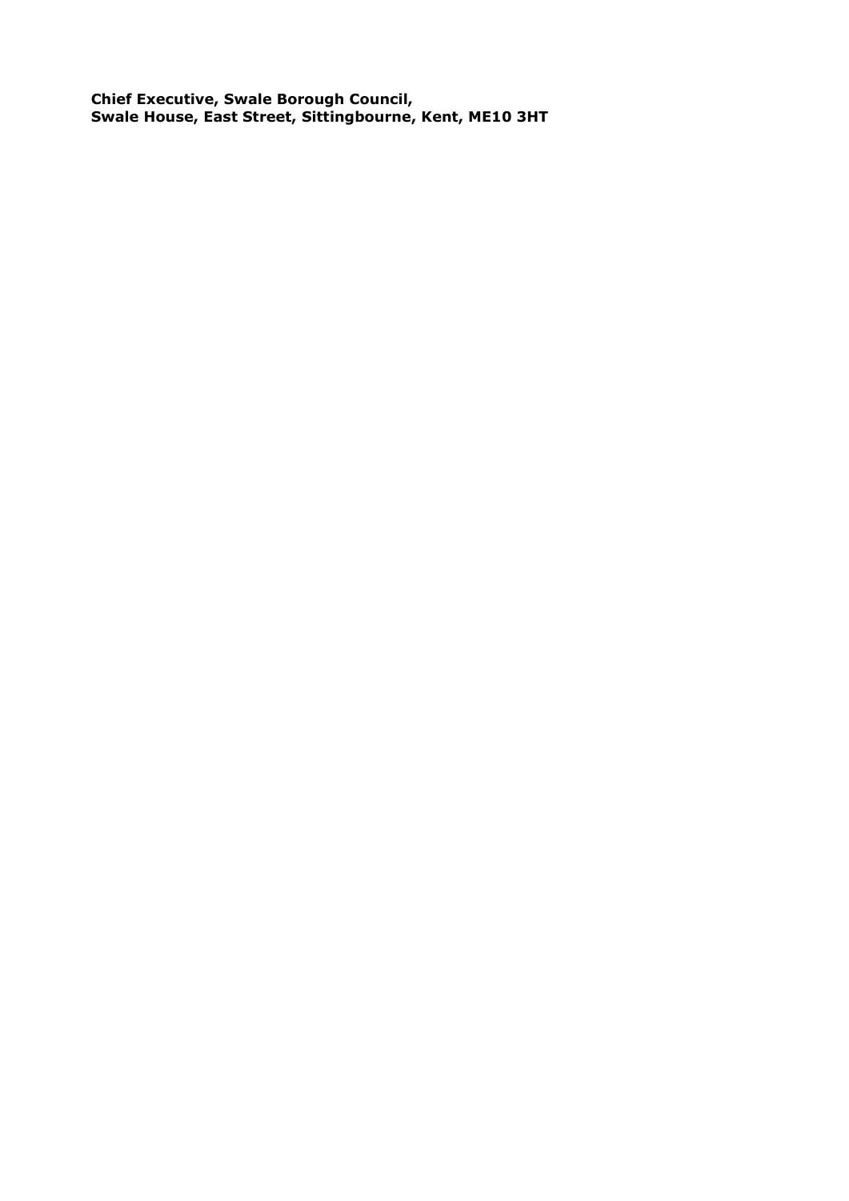**Chief Executive, Swale Borough Council,**
**Swale House, East Street, Sittingbourne, Kent, ME10 3HT**